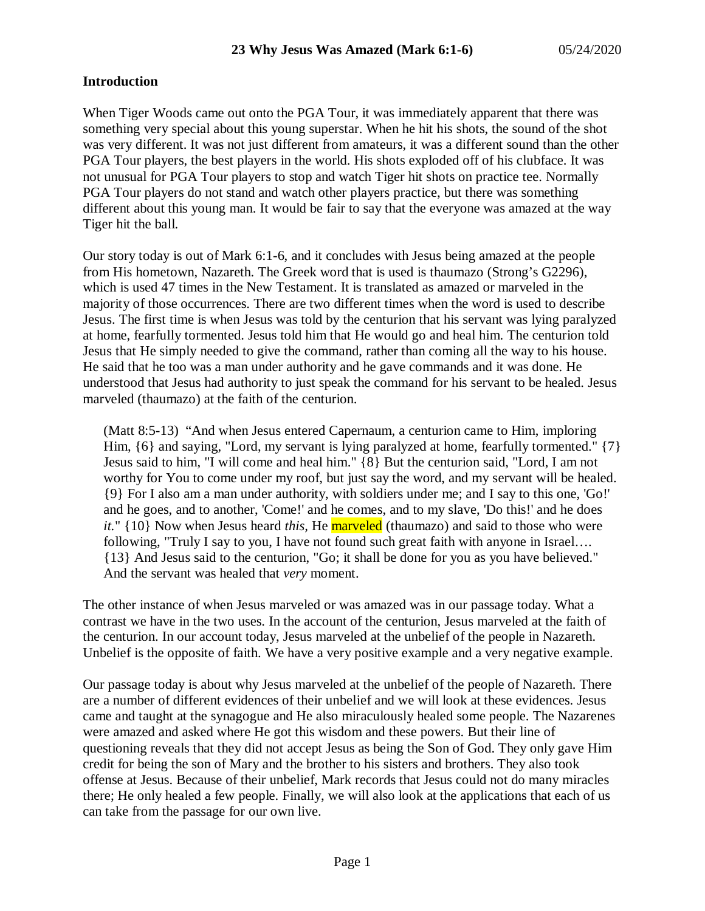# 23 Why Jesus Was Amazed (Mark 6:1-6) 05/24/2020

## Introduction

When Tiger Woods came out onto the PGA Tour, it was immediately apparent that there was something very special about this young superstar. When he hit his shots, the sound of the shot was very different. It was not just different from amateurs, it was a different sound than the other PGA Tour players, the best players in the world. His shots exploded off of his clubface. It was not unusual for PGA Tour players to stop and watch Tiger hit shots on practice tee. Normally PGA Tour players do not stand and watch other players practice, but there was something different about this young man. It would be fair to say that the everyone was amazed at the way Tiger hit the ball.

Our story today is out of Mark 6:1-6, and it concludes with Jesus being amazed at the people from His hometown, Nazareth. The Greek word that is used is thaumazo (Strong's G2296), which is used 47 times in the New Testament. It is translated as amazed or marveled in the majority of those occurrences. There are two different times when the word is used to describe Jesus. The first time is when Jesus was told by the centurion that his servant was lying paralyzed at home, fearfully tormented. Jesus told him that He would go and heal him. The centurion told Jesus that He simply needed to give the command, rather than coming all the way to his house. He said that he too was a man under authority and he gave commands and it was done. He understood that Jesus had authority to just speak the command for his servant to be healed. Jesus marveled (thaumazo) at the faith of the centurion.

> (Matt 8:5-13) "And when Jesus entered Capernaum, a centurion came to Him, imploring Him, {6} and saying, "Lord, my servant is lying paralyzed at home, fearfully tormented." {7} Jesus said to him, "I will come and heal him." {8} But the centurion said, "Lord, I am not worthy for You to come under my roof, but just say the word, and my servant will be healed. {9} For I also am a man under authority, with soldiers under me; and I say to this one, 'Go!' and he goes, and to another, 'Come!' and he comes, and to my slave, 'Do this!' and he does *it*." {10} Now when Jesus heard *this*, He marveled (thaumazo) and said to those who were following, "Truly I say to you, I have not found such great faith with anyone in Israel…. {13} And Jesus said to the centurion, "Go; it shall be done for you as you have believed." And the servant was healed that *very* moment.

The other instance of when Jesus marveled or was amazed was in our passage today. What a contrast we have in the two uses. In the account of the centurion, Jesus marveled at the faith of the centurion. In our account today, Jesus marveled at the unbelief of the people in Nazareth. Unbelief is the opposite of faith. We have a very positive example and a very negative example.

Our passage today is about why Jesus marveled at the unbelief of the people of Nazareth. There are a number of different evidences of their unbelief and we will look at these evidences. Jesus came and taught at the synagogue and He also miraculously healed some people. The Nazarenes were amazed and asked where He got this wisdom and these powers. But their line of questioning reveals that they did not accept Jesus as being the Son of God. They only gave Him credit for being the son of Mary and the brother to his sisters and brothers. They also took offense at Jesus. Because of their unbelief, Mark records that Jesus could not do many miracles there; He only healed a few people. Finally, we will also look at the applications that each of us can take from the passage for our own live.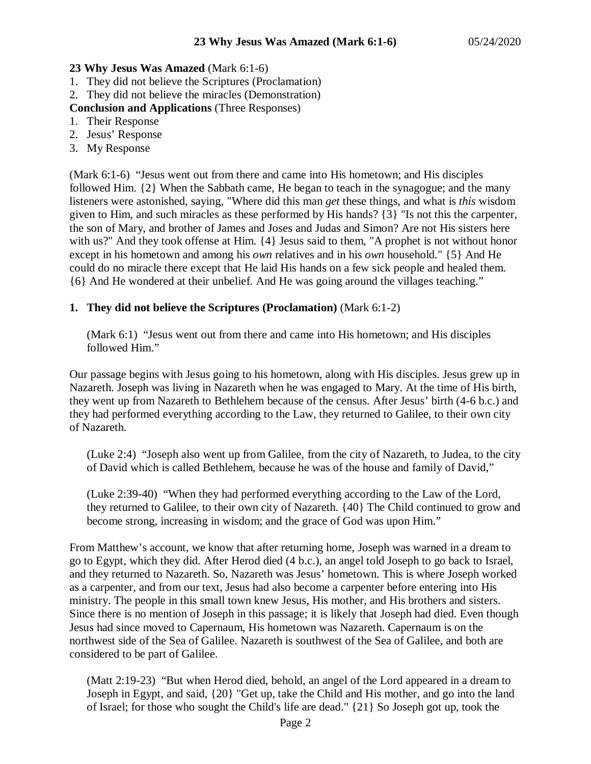**23 Why Jesus Was Amazed** (Mark 6:1-6)

1. They did not believe the Scriptures (Proclamation)
2. They did not believe the miracles (Demonstration)

**Conclusion and Applications** (Three Responses)

1. Their Response
2. Jesus' Response
3. My Response

(Mark 6:1-6) "Jesus went out from there and came into His hometown; and His disciples followed Him. {2} When the Sabbath came, He began to teach in the synagogue; and the many listeners were astonished, saying, "Where did this man *get* these things, and what is *this* wisdom given to Him, and such miracles as these performed by His hands? {3} "Is not this the carpenter, the son of Mary, and brother of James and Joses and Judas and Simon? Are not His sisters here with us?" And they took offense at Him. {4} Jesus said to them, "A prophet is not without honor except in his hometown and among his *own* relatives and in his *own* household." {5} And He could do no miracle there except that He laid His hands on a few sick people and healed them. {6} And He wondered at their unbelief. And He was going around the villages teaching."

## 1. They did not believe the Scriptures (Proclamation) (Mark 6:1-2)

> (Mark 6:1) "Jesus went out from there and came into His hometown; and His disciples followed Him."

Our passage begins with Jesus going to his hometown, along with His disciples. Jesus grew up in Nazareth. Joseph was living in Nazareth when he was engaged to Mary. At the time of His birth, they went up from Nazareth to Bethlehem because of the census. After Jesus' birth (4-6 b.c.) and they had performed everything according to the Law, they returned to Galilee, to their own city of Nazareth.

> (Luke 2:4) "Joseph also went up from Galilee, from the city of Nazareth, to Judea, to the city of David which is called Bethlehem, because he was of the house and family of David,"

> (Luke 2:39-40) "When they had performed everything according to the Law of the Lord, they returned to Galilee, to their own city of Nazareth. {40} The Child continued to grow and become strong, increasing in wisdom; and the grace of God was upon Him."

From Matthew's account, we know that after returning home, Joseph was warned in a dream to go to Egypt, which they did. After Herod died (4 b.c.), an angel told Joseph to go back to Israel, and they returned to Nazareth. So, Nazareth was Jesus' hometown. This is where Joseph worked as a carpenter, and from our text, Jesus had also become a carpenter before entering into His ministry. The people in this small town knew Jesus, His mother, and His brothers and sisters. Since there is no mention of Joseph in this passage; it is likely that Joseph had died. Even though Jesus had since moved to Capernaum, His hometown was Nazareth. Capernaum is on the northwest side of the Sea of Galilee. Nazareth is southwest of the Sea of Galilee, and both are considered to be part of Galilee.

> (Matt 2:19-23) "But when Herod died, behold, an angel of the Lord appeared in a dream to Joseph in Egypt, and said, {20} "Get up, take the Child and His mother, and go into the land of Israel; for those who sought the Child's life are dead." {21} So Joseph got up, took the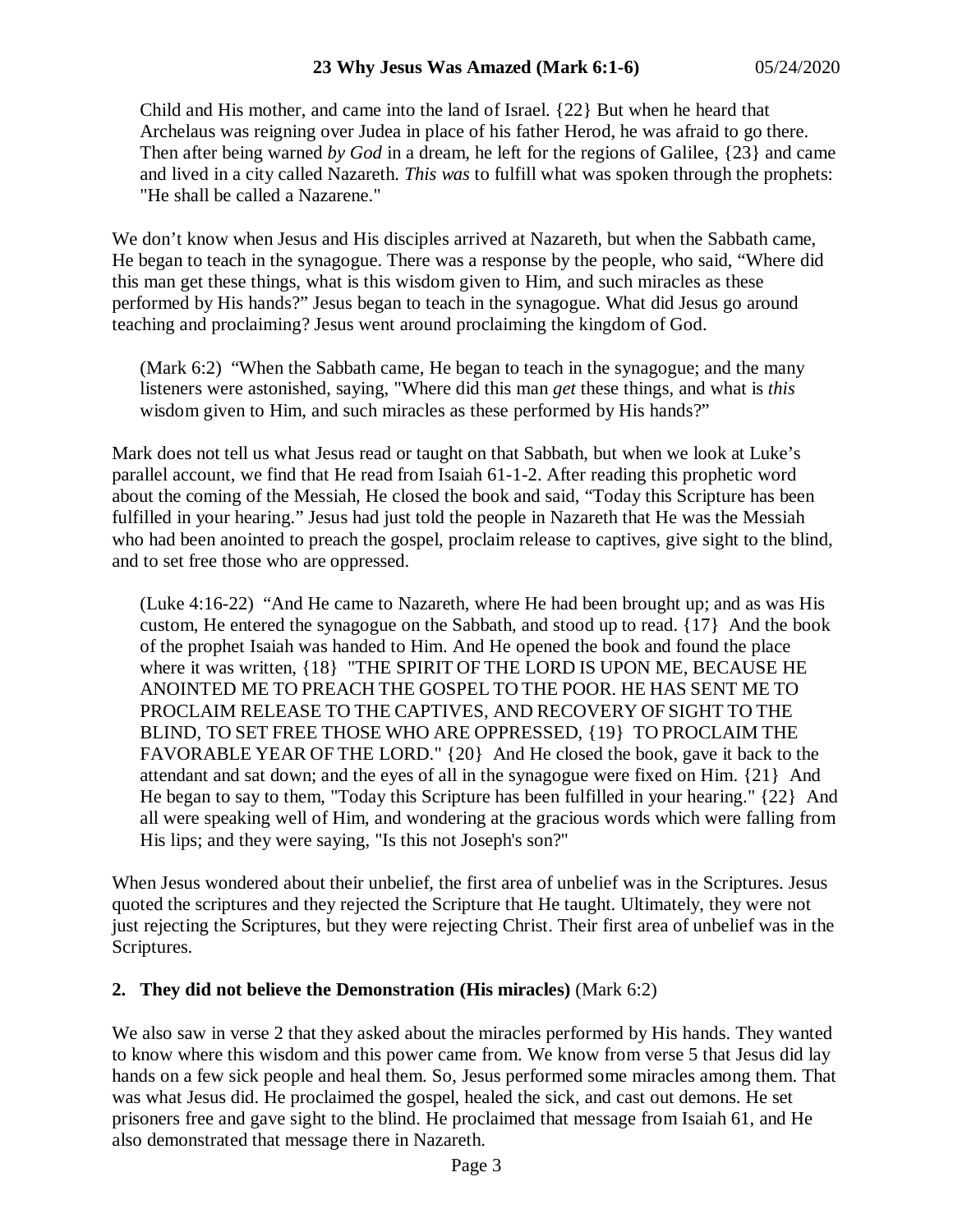Child and His mother, and came into the land of Israel. {22} But when he heard that Archelaus was reigning over Judea in place of his father Herod, he was afraid to go there. Then after being warned *by God* in a dream, he left for the regions of Galilee, {23} and came and lived in a city called Nazareth. *This was* to fulfill what was spoken through the prophets: "He shall be called a Nazarene."

We don't know when Jesus and His disciples arrived at Nazareth, but when the Sabbath came, He began to teach in the synagogue. There was a response by the people, who said, "Where did this man get these things, what is this wisdom given to Him, and such miracles as these performed by His hands?" Jesus began to teach in the synagogue. What did Jesus go around teaching and proclaiming? Jesus went around proclaiming the kingdom of God.

> (Mark 6:2) "When the Sabbath came, He began to teach in the synagogue; and the many listeners were astonished, saying, "Where did this man *get* these things, and what is *this* wisdom given to Him, and such miracles as these performed by His hands?"

Mark does not tell us what Jesus read or taught on that Sabbath, but when we look at Luke's parallel account, we find that He read from Isaiah 61-1-2. After reading this prophetic word about the coming of the Messiah, He closed the book and said, "Today this Scripture has been fulfilled in your hearing." Jesus had just told the people in Nazareth that He was the Messiah who had been anointed to preach the gospel, proclaim release to captives, give sight to the blind, and to set free those who are oppressed.

> (Luke 4:16-22) "And He came to Nazareth, where He had been brought up; and as was His custom, He entered the synagogue on the Sabbath, and stood up to read. {17} And the book of the prophet Isaiah was handed to Him. And He opened the book and found the place where it was written, {18} "THE SPIRIT OF THE LORD IS UPON ME, BECAUSE HE ANOINTED ME TO PREACH THE GOSPEL TO THE POOR. HE HAS SENT ME TO PROCLAIM RELEASE TO THE CAPTIVES, AND RECOVERY OF SIGHT TO THE BLIND, TO SET FREE THOSE WHO ARE OPPRESSED, {19} TO PROCLAIM THE FAVORABLE YEAR OF THE LORD." {20} And He closed the book, gave it back to the attendant and sat down; and the eyes of all in the synagogue were fixed on Him. {21} And He began to say to them, "Today this Scripture has been fulfilled in your hearing." {22} And all were speaking well of Him, and wondering at the gracious words which were falling from His lips; and they were saying, "Is this not Joseph's son?"

When Jesus wondered about their unbelief, the first area of unbelief was in the Scriptures. Jesus quoted the scriptures and they rejected the Scripture that He taught. Ultimately, they were not just rejecting the Scriptures, but they were rejecting Christ. Their first area of unbelief was in the Scriptures.

**2. They did not believe the Demonstration (His miracles)** (Mark 6:2)

We also saw in verse 2 that they asked about the miracles performed by His hands. They wanted to know where this wisdom and this power came from. We know from verse 5 that Jesus did lay hands on a few sick people and heal them. So, Jesus performed some miracles among them. That was what Jesus did. He proclaimed the gospel, healed the sick, and cast out demons. He set prisoners free and gave sight to the blind. He proclaimed that message from Isaiah 61, and He also demonstrated that message there in Nazareth.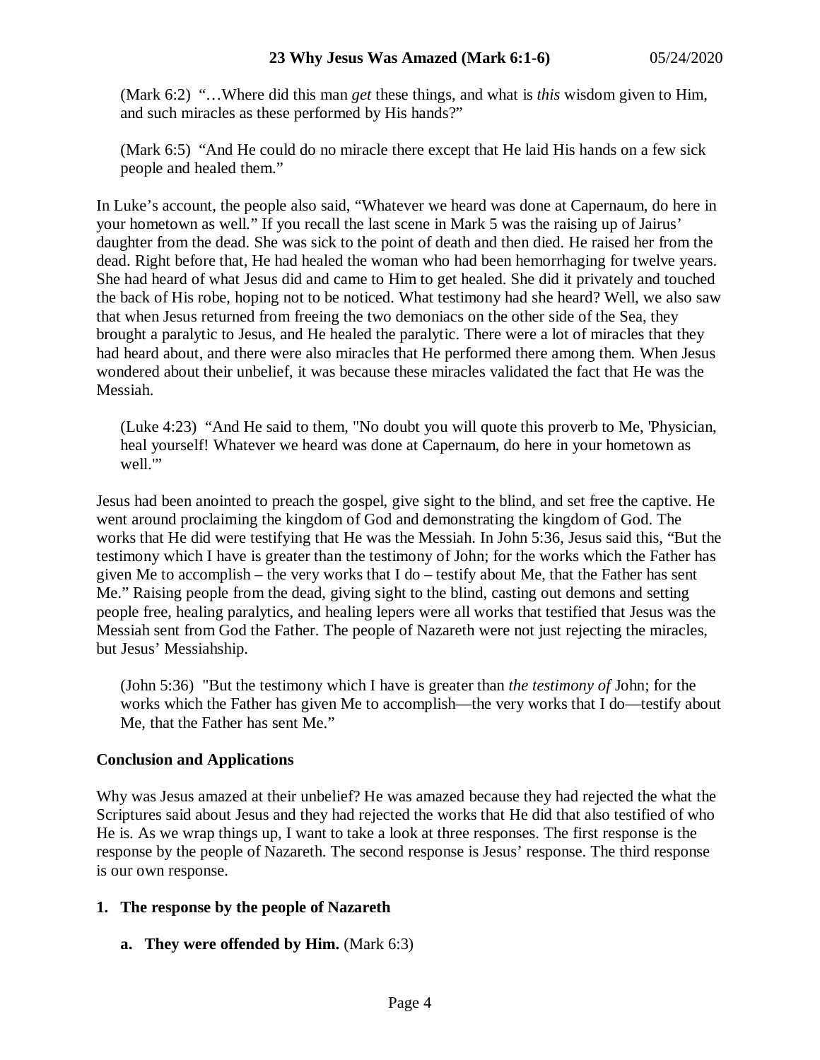(Mark 6:2) "…Where did this man *get* these things, and what is *this* wisdom given to Him, and such miracles as these performed by His hands?"

(Mark 6:5) "And He could do no miracle there except that He laid His hands on a few sick people and healed them."

In Luke's account, the people also said, "Whatever we heard was done at Capernaum, do here in your hometown as well." If you recall the last scene in Mark 5 was the raising up of Jairus' daughter from the dead. She was sick to the point of death and then died. He raised her from the dead. Right before that, He had healed the woman who had been hemorrhaging for twelve years. She had heard of what Jesus did and came to Him to get healed. She did it privately and touched the back of His robe, hoping not to be noticed. What testimony had she heard? Well, we also saw that when Jesus returned from freeing the two demoniacs on the other side of the Sea, they brought a paralytic to Jesus, and He healed the paralytic. There were a lot of miracles that they had heard about, and there were also miracles that He performed there among them. When Jesus wondered about their unbelief, it was because these miracles validated the fact that He was the Messiah.

(Luke 4:23) "And He said to them, "No doubt you will quote this proverb to Me, 'Physician, heal yourself! Whatever we heard was done at Capernaum, do here in your hometown as well.'"

Jesus had been anointed to preach the gospel, give sight to the blind, and set free the captive. He went around proclaiming the kingdom of God and demonstrating the kingdom of God. The works that He did were testifying that He was the Messiah. In John 5:36, Jesus said this, "But the testimony which I have is greater than the testimony of John; for the works which the Father has given Me to accomplish – the very works that I do – testify about Me, that the Father has sent Me." Raising people from the dead, giving sight to the blind, casting out demons and setting people free, healing paralytics, and healing lepers were all works that testified that Jesus was the Messiah sent from God the Father. The people of Nazareth were not just rejecting the miracles, but Jesus' Messiahship.

(John 5:36) "But the testimony which I have is greater than *the testimony of* John; for the works which the Father has given Me to accomplish—the very works that I do—testify about Me, that the Father has sent Me."

**Conclusion and Applications**

Why was Jesus amazed at their unbelief? He was amazed because they had rejected the what the Scriptures said about Jesus and they had rejected the works that He did that also testified of who He is. As we wrap things up, I want to take a look at three responses. The first response is the response by the people of Nazareth. The second response is Jesus' response. The third response is our own response.

1. **The response by the people of Nazareth**

   a. **They were offended by Him.** (Mark 6:3)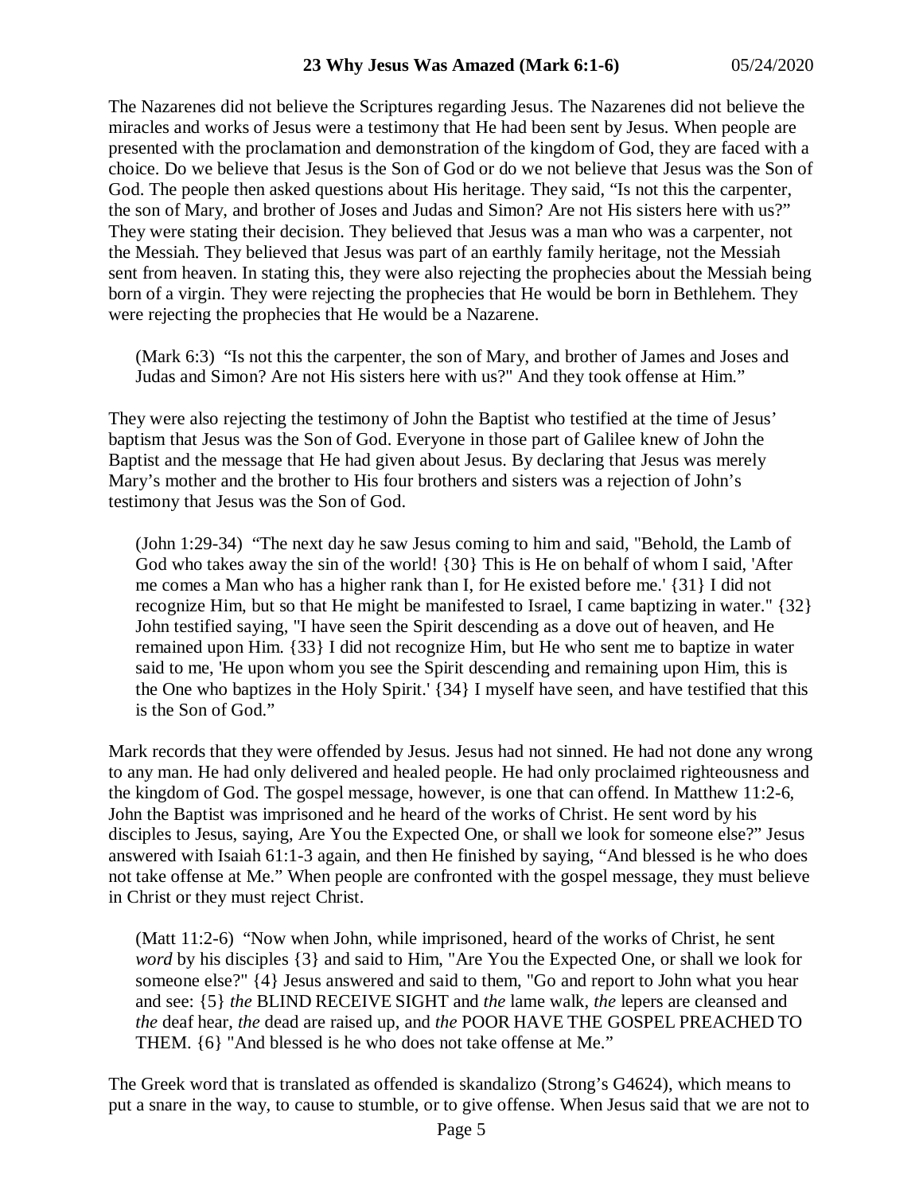The Nazarenes did not believe the Scriptures regarding Jesus. The Nazarenes did not believe the miracles and works of Jesus were a testimony that He had been sent by Jesus. When people are presented with the proclamation and demonstration of the kingdom of God, they are faced with a choice. Do we believe that Jesus is the Son of God or do we not believe that Jesus was the Son of God. The people then asked questions about His heritage. They said, "Is not this the carpenter, the son of Mary, and brother of Joses and Judas and Simon? Are not His sisters here with us?" They were stating their decision. They believed that Jesus was a man who was a carpenter, not the Messiah. They believed that Jesus was part of an earthly family heritage, not the Messiah sent from heaven. In stating this, they were also rejecting the prophecies about the Messiah being born of a virgin. They were rejecting the prophecies that He would be born in Bethlehem. They were rejecting the prophecies that He would be a Nazarene.

> (Mark 6:3) "Is not this the carpenter, the son of Mary, and brother of James and Joses and Judas and Simon? Are not His sisters here with us?" And they took offense at Him."

They were also rejecting the testimony of John the Baptist who testified at the time of Jesus' baptism that Jesus was the Son of God. Everyone in those part of Galilee knew of John the Baptist and the message that He had given about Jesus. By declaring that Jesus was merely Mary's mother and the brother to His four brothers and sisters was a rejection of John's testimony that Jesus was the Son of God.

> (John 1:29-34) "The next day he saw Jesus coming to him and said, "Behold, the Lamb of God who takes away the sin of the world! {30} This is He on behalf of whom I said, 'After me comes a Man who has a higher rank than I, for He existed before me.' {31} I did not recognize Him, but so that He might be manifested to Israel, I came baptizing in water." {32} John testified saying, "I have seen the Spirit descending as a dove out of heaven, and He remained upon Him. {33} I did not recognize Him, but He who sent me to baptize in water said to me, 'He upon whom you see the Spirit descending and remaining upon Him, this is the One who baptizes in the Holy Spirit.' {34} I myself have seen, and have testified that this is the Son of God."

Mark records that they were offended by Jesus. Jesus had not sinned. He had not done any wrong to any man. He had only delivered and healed people. He had only proclaimed righteousness and the kingdom of God. The gospel message, however, is one that can offend. In Matthew 11:2-6, John the Baptist was imprisoned and he heard of the works of Christ. He sent word by his disciples to Jesus, saying, Are You the Expected One, or shall we look for someone else?" Jesus answered with Isaiah 61:1-3 again, and then He finished by saying, "And blessed is he who does not take offense at Me." When people are confronted with the gospel message, they must believe in Christ or they must reject Christ.

> (Matt 11:2-6) "Now when John, while imprisoned, heard of the works of Christ, he sent *word* by his disciples {3} and said to Him, "Are You the Expected One, or shall we look for someone else?" {4} Jesus answered and said to them, "Go and report to John what you hear and see: {5} *the* BLIND RECEIVE SIGHT and *the* lame walk, *the* lepers are cleansed and *the* deaf hear, *the* dead are raised up, and *the* POOR HAVE THE GOSPEL PREACHED TO THEM. {6} "And blessed is he who does not take offense at Me."

The Greek word that is translated as offended is skandalizo (Strong's G4624), which means to put a snare in the way, to cause to stumble, or to give offense. When Jesus said that we are not to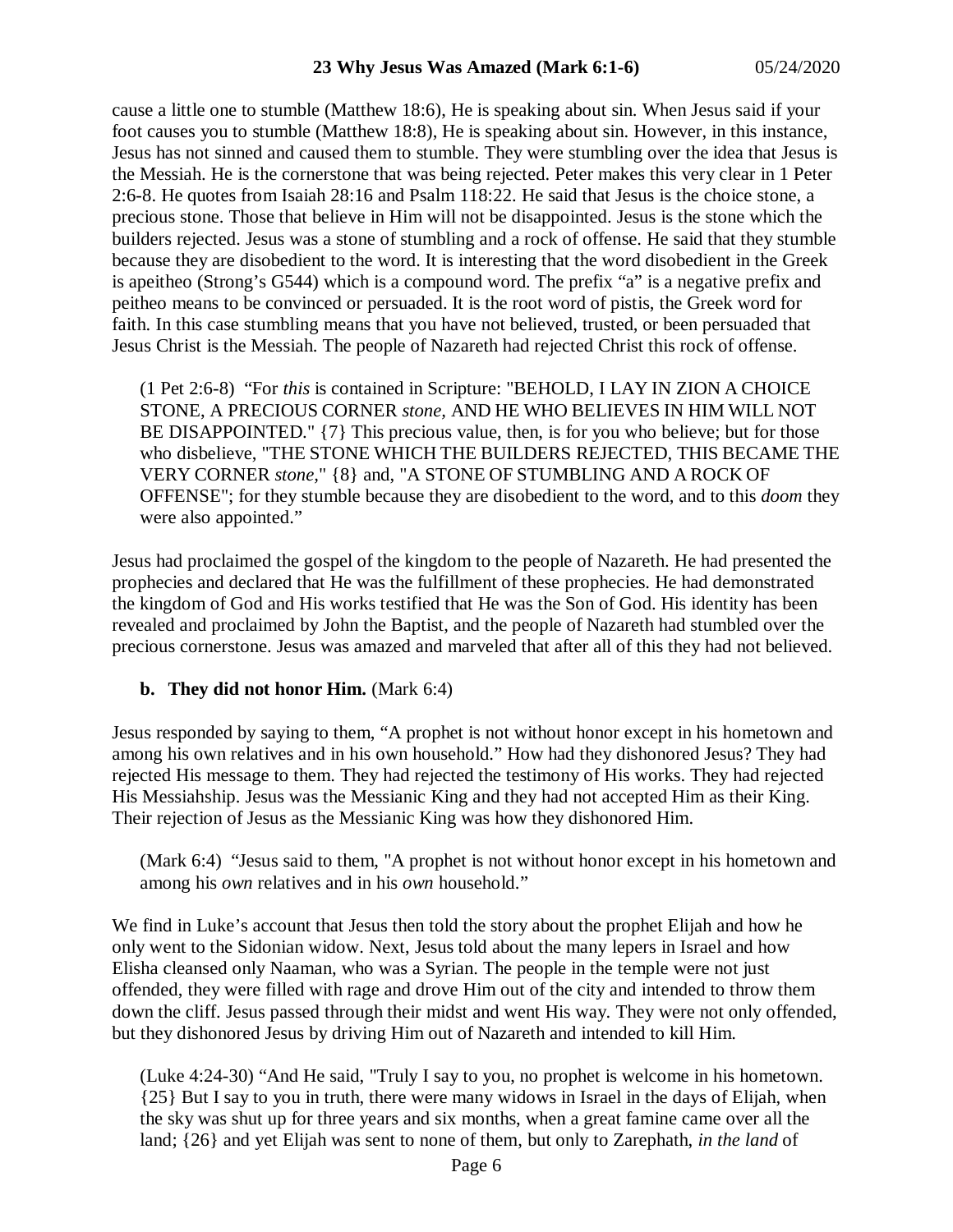cause a little one to stumble (Matthew 18:6), He is speaking about sin. When Jesus said if your foot causes you to stumble (Matthew 18:8), He is speaking about sin. However, in this instance, Jesus has not sinned and caused them to stumble. They were stumbling over the idea that Jesus is the Messiah. He is the cornerstone that was being rejected. Peter makes this very clear in 1 Peter 2:6-8. He quotes from Isaiah 28:16 and Psalm 118:22. He said that Jesus is the choice stone, a precious stone. Those that believe in Him will not be disappointed. Jesus is the stone which the builders rejected. Jesus was a stone of stumbling and a rock of offense. He said that they stumble because they are disobedient to the word. It is interesting that the word disobedient in the Greek is apeitheo (Strong's G544) which is a compound word. The prefix "a" is a negative prefix and peitheo means to be convinced or persuaded. It is the root word of pistis, the Greek word for faith. In this case stumbling means that you have not believed, trusted, or been persuaded that Jesus Christ is the Messiah. The people of Nazareth had rejected Christ this rock of offense.

> (1 Pet 2:6-8) "For *this* is contained in Scripture: "BEHOLD, I LAY IN ZION A CHOICE STONE, A PRECIOUS CORNER *stone,* AND HE WHO BELIEVES IN HIM WILL NOT BE DISAPPOINTED." {7} This precious value, then, is for you who believe; but for those who disbelieve, "THE STONE WHICH THE BUILDERS REJECTED, THIS BECAME THE VERY CORNER *stone*," {8} and, "A STONE OF STUMBLING AND A ROCK OF OFFENSE"; for they stumble because they are disobedient to the word, and to this *doom* they were also appointed."

Jesus had proclaimed the gospel of the kingdom to the people of Nazareth. He had presented the prophecies and declared that He was the fulfillment of these prophecies. He had demonstrated the kingdom of God and His works testified that He was the Son of God. His identity has been revealed and proclaimed by John the Baptist, and the people of Nazareth had stumbled over the precious cornerstone. Jesus was amazed and marveled that after all of this they had not believed.

**b. They did not honor Him.** (Mark 6:4)

Jesus responded by saying to them, "A prophet is not without honor except in his hometown and among his own relatives and in his own household." How had they dishonored Jesus? They had rejected His message to them. They had rejected the testimony of His works. They had rejected His Messiahship. Jesus was the Messianic King and they had not accepted Him as their King. Their rejection of Jesus as the Messianic King was how they dishonored Him.

> (Mark 6:4) "Jesus said to them, "A prophet is not without honor except in his hometown and among his *own* relatives and in his *own* household."

We find in Luke's account that Jesus then told the story about the prophet Elijah and how he only went to the Sidonian widow. Next, Jesus told about the many lepers in Israel and how Elisha cleansed only Naaman, who was a Syrian. The people in the temple were not just offended, they were filled with rage and drove Him out of the city and intended to throw them down the cliff. Jesus passed through their midst and went His way. They were not only offended, but they dishonored Jesus by driving Him out of Nazareth and intended to kill Him.

> (Luke 4:24-30) "And He said, "Truly I say to you, no prophet is welcome in his hometown. {25} But I say to you in truth, there were many widows in Israel in the days of Elijah, when the sky was shut up for three years and six months, when a great famine came over all the land; {26} and yet Elijah was sent to none of them, but only to Zarephath, *in the land* of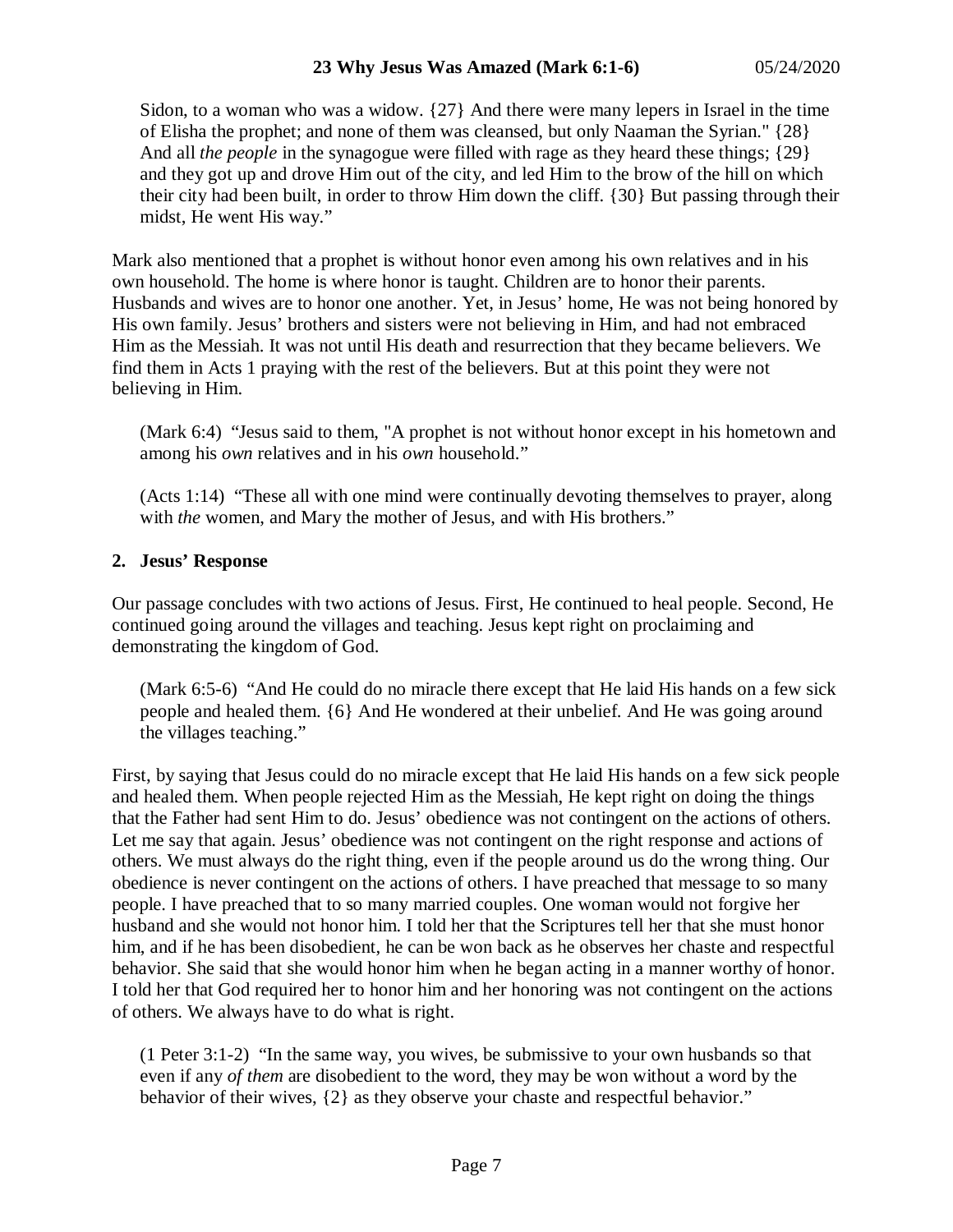Sidon, to a woman who was a widow. {27} And there were many lepers in Israel in the time of Elisha the prophet; and none of them was cleansed, but only Naaman the Syrian." {28} And all *the people* in the synagogue were filled with rage as they heard these things; {29} and they got up and drove Him out of the city, and led Him to the brow of the hill on which their city had been built, in order to throw Him down the cliff. {30} But passing through their midst, He went His way."

Mark also mentioned that a prophet is without honor even among his own relatives and in his own household. The home is where honor is taught. Children are to honor their parents. Husbands and wives are to honor one another. Yet, in Jesus' home, He was not being honored by His own family. Jesus' brothers and sisters were not believing in Him, and had not embraced Him as the Messiah. It was not until His death and resurrection that they became believers. We find them in Acts 1 praying with the rest of the believers. But at this point they were not believing in Him.

> (Mark 6:4) "Jesus said to them, "A prophet is not without honor except in his hometown and among his *own* relatives and in his *own* household."

> (Acts 1:14) "These all with one mind were continually devoting themselves to prayer, along with *the* women, and Mary the mother of Jesus, and with His brothers."

## 2. Jesus' Response

Our passage concludes with two actions of Jesus. First, He continued to heal people. Second, He continued going around the villages and teaching. Jesus kept right on proclaiming and demonstrating the kingdom of God.

> (Mark 6:5-6) "And He could do no miracle there except that He laid His hands on a few sick people and healed them. {6} And He wondered at their unbelief. And He was going around the villages teaching."

First, by saying that Jesus could do no miracle except that He laid His hands on a few sick people and healed them. When people rejected Him as the Messiah, He kept right on doing the things that the Father had sent Him to do. Jesus' obedience was not contingent on the actions of others. Let me say that again. Jesus' obedience was not contingent on the right response and actions of others. We must always do the right thing, even if the people around us do the wrong thing. Our obedience is never contingent on the actions of others. I have preached that message to so many people. I have preached that to so many married couples. One woman would not forgive her husband and she would not honor him. I told her that the Scriptures tell her that she must honor him, and if he has been disobedient, he can be won back as he observes her chaste and respectful behavior. She said that she would honor him when he began acting in a manner worthy of honor. I told her that God required her to honor him and her honoring was not contingent on the actions of others. We always have to do what is right.

> (1 Peter 3:1-2) "In the same way, you wives, be submissive to your own husbands so that even if any *of them* are disobedient to the word, they may be won without a word by the behavior of their wives, {2} as they observe your chaste and respectful behavior."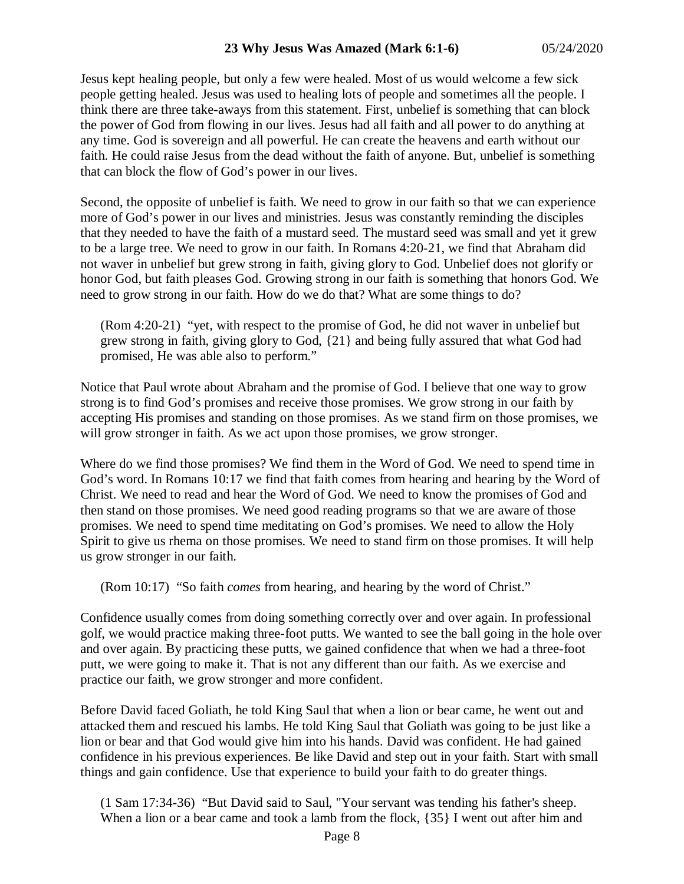Jesus kept healing people, but only a few were healed. Most of us would welcome a few sick people getting healed. Jesus was used to healing lots of people and sometimes all the people. I think there are three take-aways from this statement. First, unbelief is something that can block the power of God from flowing in our lives. Jesus had all faith and all power to do anything at any time. God is sovereign and all powerful. He can create the heavens and earth without our faith. He could raise Jesus from the dead without the faith of anyone. But, unbelief is something that can block the flow of God's power in our lives.

Second, the opposite of unbelief is faith. We need to grow in our faith so that we can experience more of God's power in our lives and ministries. Jesus was constantly reminding the disciples that they needed to have the faith of a mustard seed. The mustard seed was small and yet it grew to be a large tree. We need to grow in our faith. In Romans 4:20-21, we find that Abraham did not waver in unbelief but grew strong in faith, giving glory to God. Unbelief does not glorify or honor God, but faith pleases God. Growing strong in our faith is something that honors God. We need to grow strong in our faith. How do we do that? What are some things to do?

> (Rom 4:20-21) "yet, with respect to the promise of God, he did not waver in unbelief but grew strong in faith, giving glory to God, {21} and being fully assured that what God had promised, He was able also to perform."

Notice that Paul wrote about Abraham and the promise of God. I believe that one way to grow strong is to find God's promises and receive those promises. We grow strong in our faith by accepting His promises and standing on those promises. As we stand firm on those promises, we will grow stronger in faith. As we act upon those promises, we grow stronger.

Where do we find those promises? We find them in the Word of God. We need to spend time in God's word. In Romans 10:17 we find that faith comes from hearing and hearing by the Word of Christ. We need to read and hear the Word of God. We need to know the promises of God and then stand on those promises. We need good reading programs so that we are aware of those promises. We need to spend time meditating on God's promises. We need to allow the Holy Spirit to give us rhema on those promises. We need to stand firm on those promises. It will help us grow stronger in our faith.

> (Rom 10:17) "So faith *comes* from hearing, and hearing by the word of Christ."

Confidence usually comes from doing something correctly over and over again. In professional golf, we would practice making three-foot putts. We wanted to see the ball going in the hole over and over again. By practicing these putts, we gained confidence that when we had a three-foot putt, we were going to make it. That is not any different than our faith. As we exercise and practice our faith, we grow stronger and more confident.

Before David faced Goliath, he told King Saul that when a lion or bear came, he went out and attacked them and rescued his lambs. He told King Saul that Goliath was going to be just like a lion or bear and that God would give him into his hands. David was confident. He had gained confidence in his previous experiences. Be like David and step out in your faith. Start with small things and gain confidence. Use that experience to build your faith to do greater things.

> (1 Sam 17:34-36) "But David said to Saul, "Your servant was tending his father's sheep. When a lion or a bear came and took a lamb from the flock, {35} I went out after him and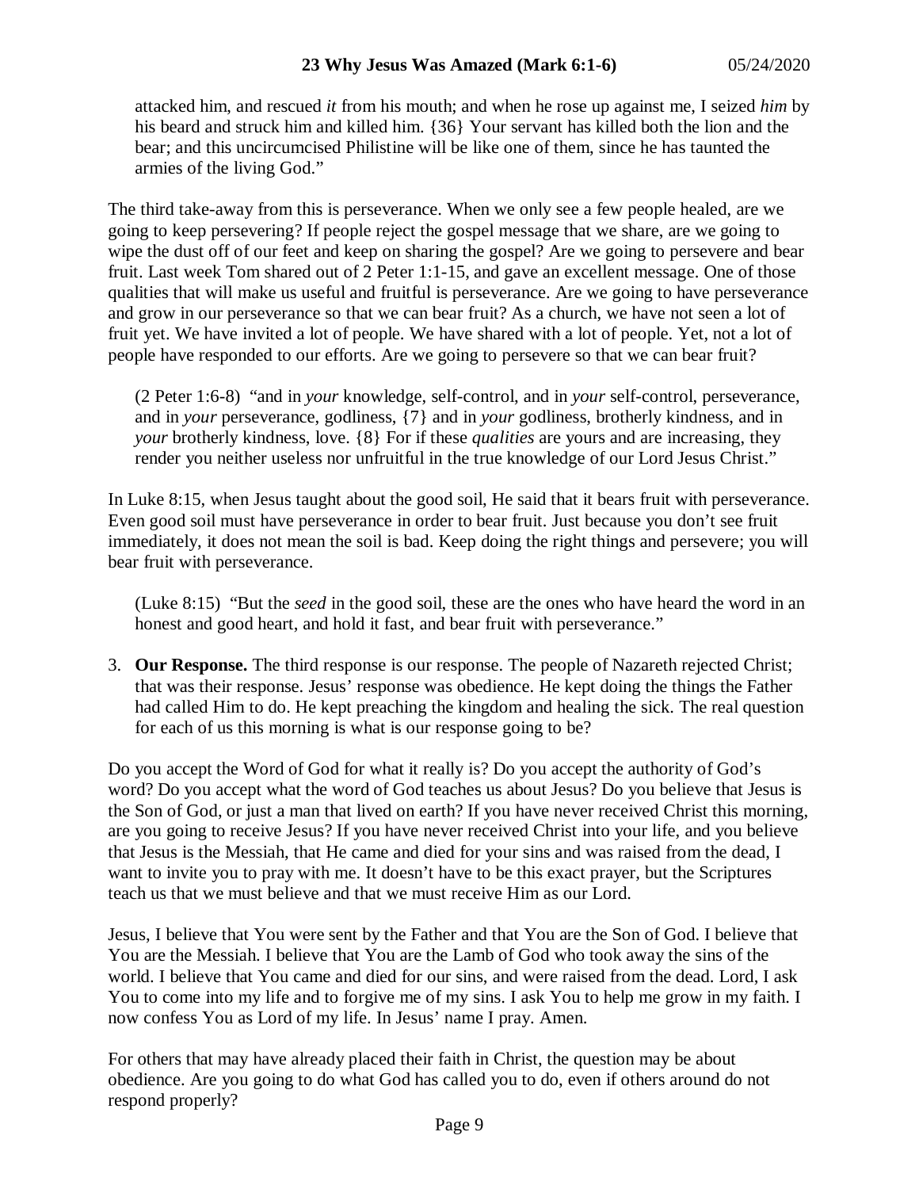attacked him, and rescued *it* from his mouth; and when he rose up against me, I seized *him* by his beard and struck him and killed him. {36} Your servant has killed both the lion and the bear; and this uncircumcised Philistine will be like one of them, since he has taunted the armies of the living God."

The third take-away from this is perseverance. When we only see a few people healed, are we going to keep persevering? If people reject the gospel message that we share, are we going to wipe the dust off of our feet and keep on sharing the gospel? Are we going to persevere and bear fruit. Last week Tom shared out of 2 Peter 1:1-15, and gave an excellent message. One of those qualities that will make us useful and fruitful is perseverance. Are we going to have perseverance and grow in our perseverance so that we can bear fruit? As a church, we have not seen a lot of fruit yet. We have invited a lot of people. We have shared with a lot of people. Yet, not a lot of people have responded to our efforts. Are we going to persevere so that we can bear fruit?

> (2 Peter 1:6-8) "and in *your* knowledge, self-control, and in *your* self-control, perseverance, and in *your* perseverance, godliness, {7} and in *your* godliness, brotherly kindness, and in *your* brotherly kindness, love. {8} For if these *qualities* are yours and are increasing, they render you neither useless nor unfruitful in the true knowledge of our Lord Jesus Christ."

In Luke 8:15, when Jesus taught about the good soil, He said that it bears fruit with perseverance. Even good soil must have perseverance in order to bear fruit. Just because you don't see fruit immediately, it does not mean the soil is bad. Keep doing the right things and persevere; you will bear fruit with perseverance.

> (Luke 8:15) "But the *seed* in the good soil, these are the ones who have heard the word in an honest and good heart, and hold it fast, and bear fruit with perseverance."

3. **Our Response.** The third response is our response. The people of Nazareth rejected Christ; that was their response. Jesus' response was obedience. He kept doing the things the Father had called Him to do. He kept preaching the kingdom and healing the sick. The real question for each of us this morning is what is our response going to be?

Do you accept the Word of God for what it really is? Do you accept the authority of God's word? Do you accept what the word of God teaches us about Jesus? Do you believe that Jesus is the Son of God, or just a man that lived on earth? If you have never received Christ this morning, are you going to receive Jesus? If you have never received Christ into your life, and you believe that Jesus is the Messiah, that He came and died for your sins and was raised from the dead, I want to invite you to pray with me. It doesn't have to be this exact prayer, but the Scriptures teach us that we must believe and that we must receive Him as our Lord.

Jesus, I believe that You were sent by the Father and that You are the Son of God. I believe that You are the Messiah. I believe that You are the Lamb of God who took away the sins of the world. I believe that You came and died for our sins, and were raised from the dead. Lord, I ask You to come into my life and to forgive me of my sins. I ask You to help me grow in my faith. I now confess You as Lord of my life. In Jesus' name I pray. Amen.

For others that may have already placed their faith in Christ, the question may be about obedience. Are you going to do what God has called you to do, even if others around do not respond properly?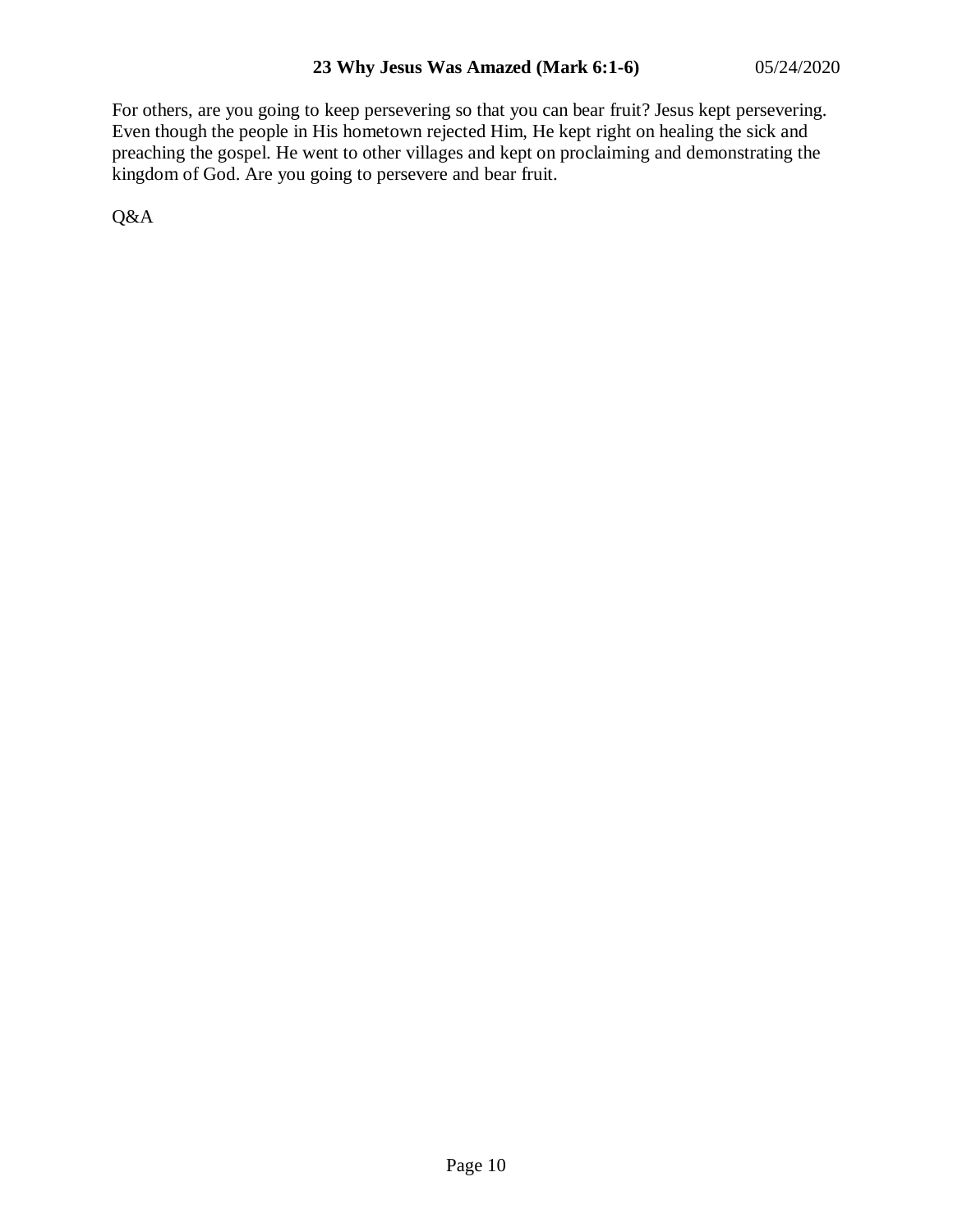For others, are you going to keep persevering so that you can bear fruit? Jesus kept persevering. Even though the people in His hometown rejected Him, He kept right on healing the sick and preaching the gospel. He went to other villages and kept on proclaiming and demonstrating the kingdom of God. Are you going to persevere and bear fruit.

Q&A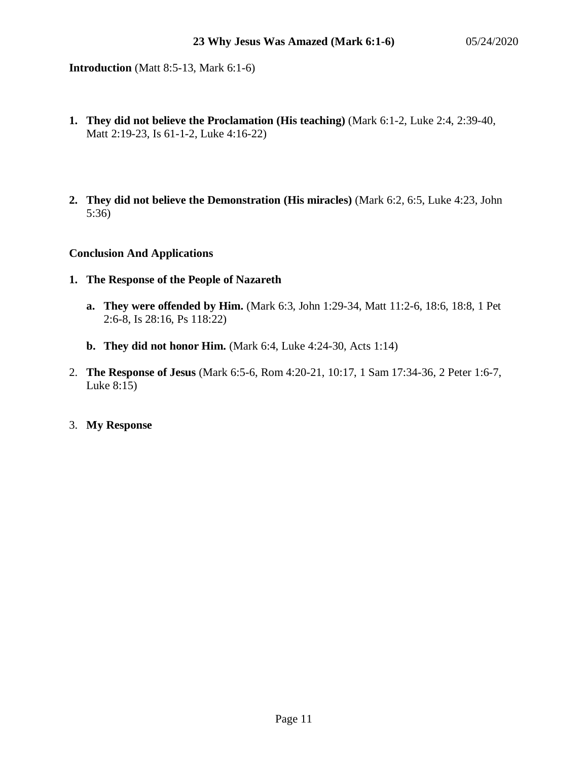# 23 Why Jesus Was Amazed (Mark 6:1-6) 05/24/2020

**Introduction** (Matt 8:5-13, Mark 6:1-6)

1. **They did not believe the Proclamation (His teaching)** (Mark 6:1-2, Luke 2:4, 2:39-40, Matt 2:19-23, Is 61-1-2, Luke 4:16-22)

2. **They did not believe the Demonstration (His miracles)** (Mark 6:2, 6:5, Luke 4:23, John 5:36)

**Conclusion And Applications**

1. **The Response of the People of Nazareth**
   - **a. They were offended by Him.** (Mark 6:3, John 1:29-34, Matt 11:2-6, 18:6, 18:8, 1 Pet 2:6-8, Is 28:16, Ps 118:22)
   - **b. They did not honor Him.** (Mark 6:4, Luke 4:24-30, Acts 1:14)
2. **The Response of Jesus** (Mark 6:5-6, Rom 4:20-21, 10:17, 1 Sam 17:34-36, 2 Peter 1:6-7, Luke 8:15)
3. **My Response**